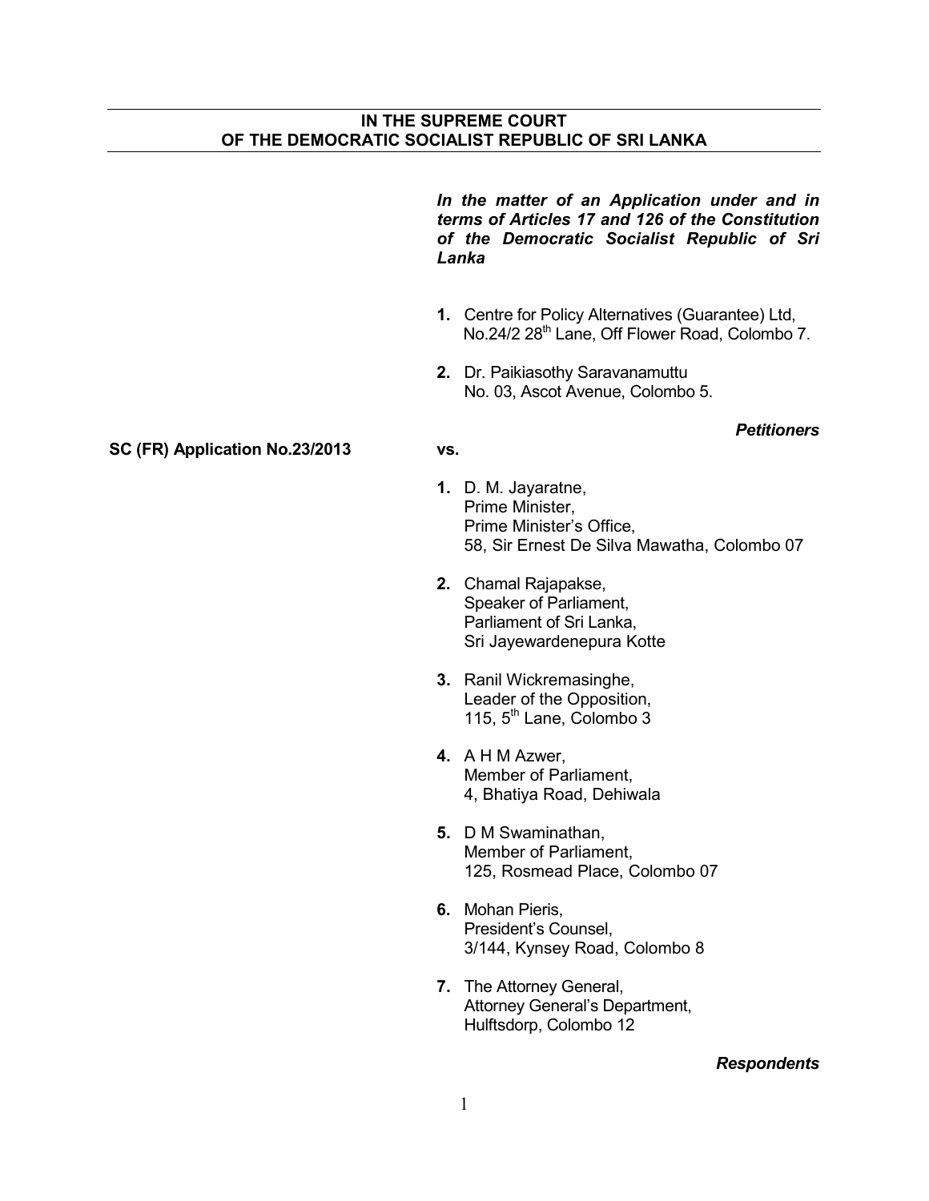**IN THE SUPREME COURT**
**OF THE DEMOCRATIC SOCIALIST REPUBLIC OF SRI LANKA**

***In the matter of an Application under and in terms of Articles 17 and 126 of the Constitution of the Democratic Socialist Republic of Sri Lanka***

1. Centre for Policy Alternatives (Guarantee) Ltd,
   No.24/2 28th Lane, Off Flower Road, Colombo 7.

2. Dr. Paikiasothy Saravanamuttu
   No. 03, Ascot Avenue, Colombo 5.

***Petitioners***

**SC (FR) Application No.23/2013**

**vs.**

1. D. M. Jayaratne,
   Prime Minister,
   Prime Minister's Office,
   58, Sir Ernest De Silva Mawatha, Colombo 07

2. Chamal Rajapakse,
   Speaker of Parliament,
   Parliament of Sri Lanka,
   Sri Jayewardenepura Kotte

3. Ranil Wickremasinghe,
   Leader of the Opposition,
   115, 5th Lane, Colombo 3

4. A H M Azwer,
   Member of Parliament,
   4, Bhatiya Road, Dehiwala

5. D M Swaminathan,
   Member of Parliament,
   125, Rosmead Place, Colombo 07

6. Mohan Pieris,
   President's Counsel,
   3/144, Kynsey Road, Colombo 8

7. The Attorney General,
   Attorney General's Department,
   Hulftsdorp, Colombo 12

***Respondents***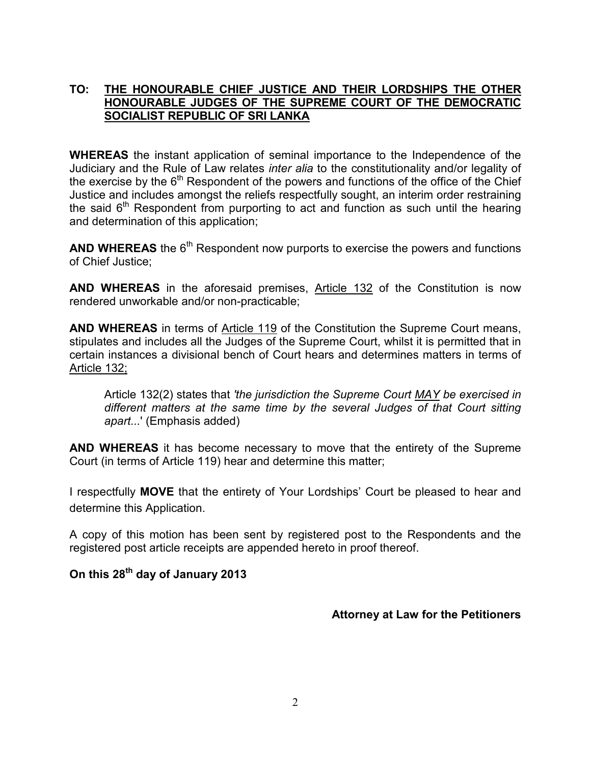**TO: <u>THE HONOURABLE CHIEF JUSTICE AND THEIR LORDSHIPS THE OTHER HONOURABLE JUDGES OF THE SUPREME COURT OF THE DEMOCRATIC SOCIALIST REPUBLIC OF SRI LANKA</u>**

**WHEREAS** the instant application of seminal importance to the Independence of the Judiciary and the Rule of Law relates *inter alia* to the constitutionality and/or legality of the exercise by the 6th Respondent of the powers and functions of the office of the Chief Justice and includes amongst the reliefs respectfully sought, an interim order restraining the said 6th Respondent from purporting to act and function as such until the hearing and determination of this application;

**AND WHEREAS** the 6th Respondent now purports to exercise the powers and functions of Chief Justice;

**AND WHEREAS** in the aforesaid premises, <u>Article 132</u> of the Constitution is now rendered unworkable and/or non-practicable;

**AND WHEREAS** in terms of <u>Article 119</u> of the Constitution the Supreme Court means, stipulates and includes all the Judges of the Supreme Court, whilst it is permitted that in certain instances a divisional bench of Court hears and determines matters in terms of <u>Article 132;</u>

> Article 132(2) states that *'the jurisdiction the Supreme Court <u>MAY</u> be exercised in different matters at the same time by the several Judges of that Court sitting apart...*' (Emphasis added)

**AND WHEREAS** it has become necessary to move that the entirety of the Supreme Court (in terms of Article 119) hear and determine this matter;

I respectfully **MOVE** that the entirety of Your Lordships' Court be pleased to hear and determine this Application.

A copy of this motion has been sent by registered post to the Respondents and the registered post article receipts are appended hereto in proof thereof.

**On this 28th day of January 2013**

**Attorney at Law for the Petitioners**